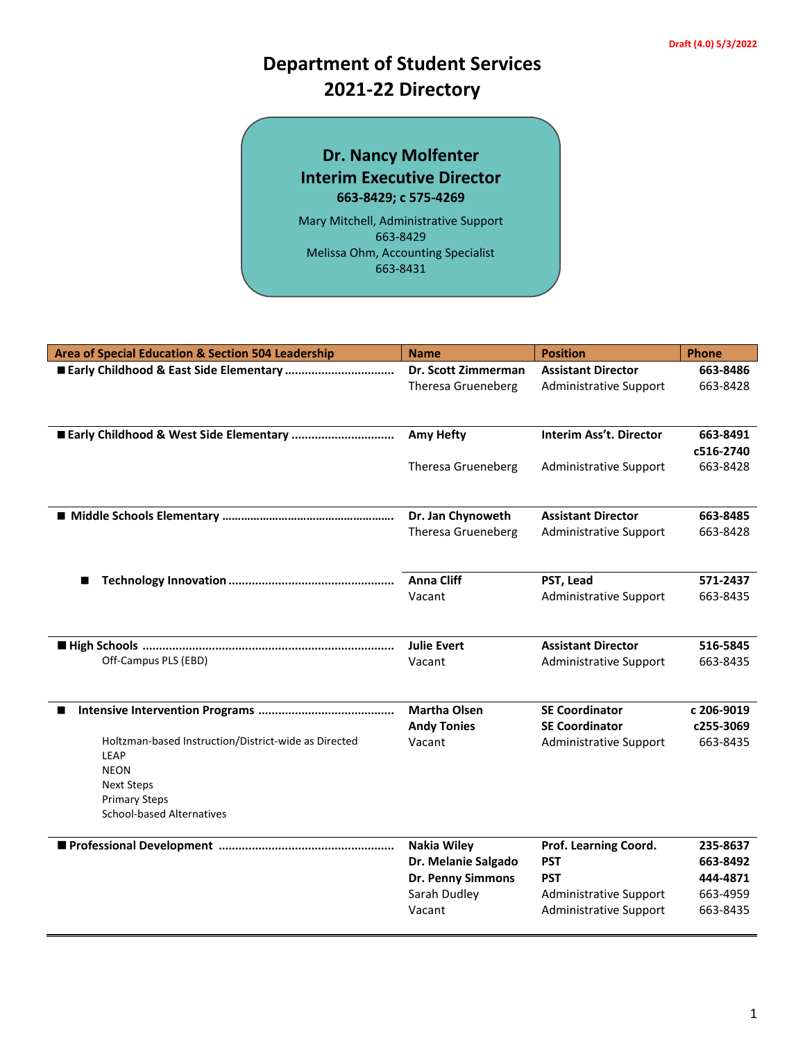Draft (4.0) 5/3/2022

# Department of Student Services
# 2021-22 Directory

**Dr. Nancy Molfenter**
**Interim Executive Director**
**663-8429; c 575-4269**

Mary Mitchell, Administrative Support
663-8429
Melissa Ohm, Accounting Specialist
663-8431

| Area of Special Education & Section 504 Leadership | Name | Position | Phone |
|---|---|---|---|
| ■ **Early Childhood & East Side Elementary** | **Dr. Scott Zimmerman** | **Assistant Director** | **663-8486** |
| | Theresa Grueneberg | Administrative Support | 663-8428 |
| ■ **Early Childhood & West Side Elementary** | **Amy Hefty** | **Interim Ass't. Director** | **663-8491** **c516-2740** |
| | Theresa Grueneberg | Administrative Support | 663-8428 |
| ■ **Middle Schools Elementary** | **Dr. Jan Chynoweth** | **Assistant Director** | **663-8485** |
| | Theresa Grueneberg | Administrative Support | 663-8428 |
| ■ **Technology Innovation** | **Anna Cliff** | **PST, Lead** | **571-2437** |
| | Vacant | Administrative Support | 663-8435 |
| ■ **High Schools** | **Julie Evert** | **Assistant Director** | **516-5845** |
| Off-Campus PLS (EBD) | Vacant | Administrative Support | 663-8435 |
| ■ **Intensive Intervention Programs** | **Martha Olsen** | **SE Coordinator** | **c 206-9019** |
| | **Andy Tonies** | **SE Coordinator** | **c255-3069** |
| Holtzman-based Instruction/District-wide as Directed<br>LEAP<br>NEON<br>Next Steps<br>Primary Steps<br>School-based Alternatives | Vacant | Administrative Support | 663-8435 |
| ■ **Professional Development** | **Nakia Wiley** | **Prof. Learning Coord.** | **235-8637** |
| | **Dr. Melanie Salgado** | **PST** | **663-8492** |
| | **Dr. Penny Simmons** | **PST** | **444-4871** |
| | Sarah Dudley | Administrative Support | 663-4959 |
| | Vacant | Administrative Support | 663-8435 |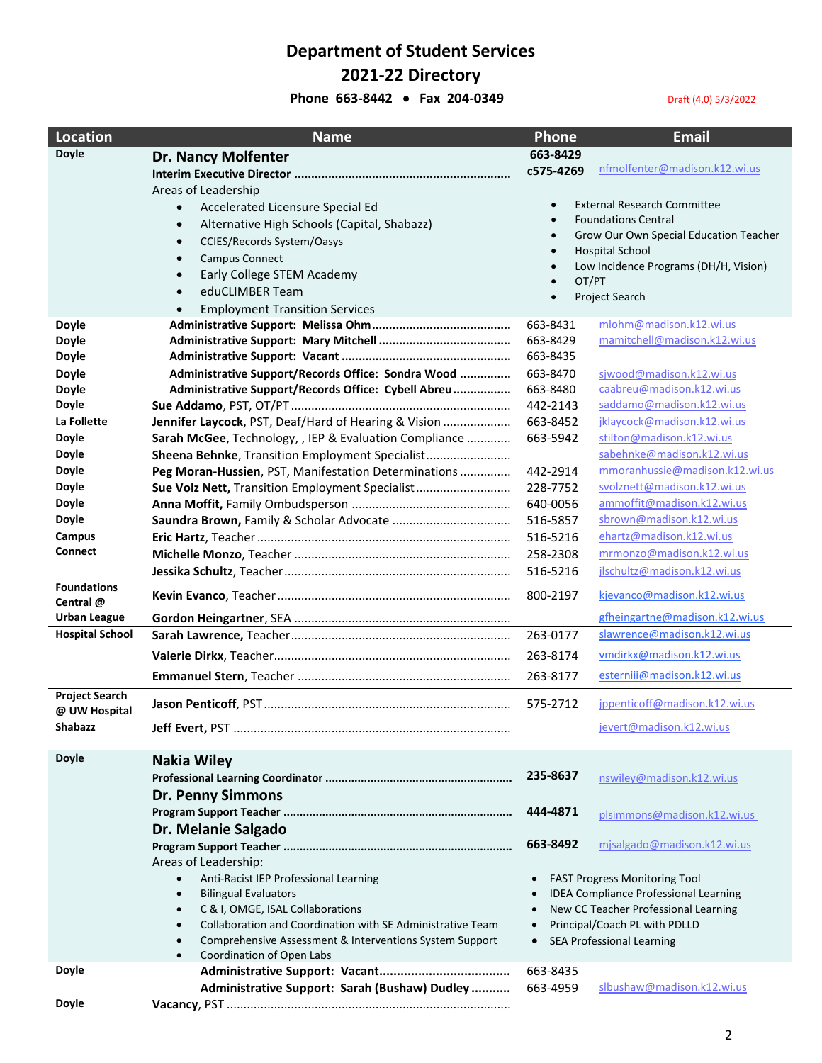# Department of Student Services

## 2021-22 Directory

**Phone 663-8442 • Fax 204-0349**

Draft (4.0) 5/3/2022

| Location | Name | Phone | Email |
|---|---|---|---|
| Doyle | **Dr. Nancy Molfenter**<br>**Interim Executive Director** | 663-8429<br>c575-4269 | nfmolfenter@madison.k12.wi.us |
| | Areas of Leadership<br>• Accelerated Licensure Special Ed<br>• Alternative High Schools (Capital, Shabazz)<br>• CCIES/Records System/Oasys<br>• Campus Connect<br>• Early College STEM Academy<br>• eduCLIMBER Team<br>• Employment Transition Services | | • External Research Committee<br>• Foundations Central<br>• Grow Our Own Special Education Teacher<br>• Hospital School<br>• Low Incidence Programs (DH/H, Vision)<br>• OT/PT<br>• Project Search |
| Doyle | **Administrative Support: Melissa Ohm** | 663-8431 | mlohm@madison.k12.wi.us |
| Doyle | **Administrative Support: Mary Mitchell** | 663-8429 | mamitchell@madison.k12.wi.us |
| Doyle | **Administrative Support: Vacant** | 663-8435 | |
| Doyle | **Administrative Support/Records Office: Sondra Wood** | 663-8470 | sjwood@madison.k12.wi.us |
| Doyle | **Administrative Support/Records Office: Cybell Abreu** | 663-8480 | caabreu@madison.k12.wi.us |
| Doyle | **Sue Addamo**, PST, OT/PT | 442-2143 | saddamo@madison.k12.wi.us |
| La Follette | **Jennifer Laycock**, PST, Deaf/Hard of Hearing & Vision | 663-8452 | jklaycock@madison.k12.wi.us |
| Doyle | **Sarah McGee**, Technology, , IEP & Evaluation Compliance | 663-5942 | stilton@madison.k12.wi.us |
| Doyle | **Sheena Behnke**, Transition Employment Specialist | | sabehnke@madison.k12.wi.us |
| Doyle | **Peg Moran-Hussien**, PST, Manifestation Determinations | 442-2914 | mmoranhussie@madison.k12.wi.us |
| Doyle | **Sue Volz Nett,** Transition Employment Specialist | 228-7752 | svolznett@madison.k12.wi.us |
| Doyle | **Anna Moffit,** Family Ombudsperson | 640-0056 | ammoffit@madison.k12.wi.us |
| Doyle | **Saundra Brown,** Family & Scholar Advocate | 516-5857 | sbrown@madison.k12.wi.us |
| Campus Connect | **Eric Hartz**, Teacher | 516-5216 | ehartz@madison.k12.wi.us |
| | **Michelle Monzo**, Teacher | 258-2308 | mrmonzo@madison.k12.wi.us |
| | **Jessika Schultz**, Teacher | 516-5216 | jlschultz@madison.k12.wi.us |
| Foundations Central @ Urban League | **Kevin Evanco**, Teacher | 800-2197 | kjevanco@madison.k12.wi.us |
| | **Gordon Heingartner**, SEA | | gfheingartne@madison.k12.wi.us |
| Hospital School | **Sarah Lawrence,** Teacher | 263-0177 | slawrence@madison.k12.wi.us |
| | **Valerie Dirkx**, Teacher | 263-8174 | vmdirkx@madison.k12.wi.us |
| | **Emmanuel Stern**, Teacher | 263-8177 | esterniii@madison.k12.wi.us |
| Project Search @ UW Hospital | **Jason Penticoff**, PST | 575-2712 | jppenticoff@madison.k12.wi.us |
| Shabazz | **Jeff Evert,** PST | | jevert@madison.k12.wi.us |
| Doyle | **Nakia Wiley**<br>**Professional Learning Coordinator** | 235-8637 | nswiley@madison.k12.wi.us |
| | **Dr. Penny Simmons**<br>**Program Support Teacher** | 444-4871 | plsimmons@madison.k12.wi.us |
| | **Dr. Melanie Salgado**<br>**Program Support Teacher** | 663-8492 | mjsalgado@madison.k12.wi.us |
| | Areas of Leadership:<br>• Anti-Racist IEP Professional Learning<br>• Bilingual Evaluators<br>• C & I, OMGE, ISAL Collaborations<br>• Collaboration and Coordination with SE Administrative Team<br>• Comprehensive Assessment & Interventions System Support<br>• Coordination of Open Labs | | • FAST Progress Monitoring Tool<br>• IDEA Compliance Professional Learning<br>• New CC Teacher Professional Learning<br>• Principal/Coach PL with PDLLD<br>• SEA Professional Learning |
| Doyle | **Administrative Support: Vacant** | 663-8435 | |
| | **Administrative Support: Sarah (Bushaw) Dudley** | 663-4959 | slbushaw@madison.k12.wi.us |
| Doyle | **Vacancy**, PST | | |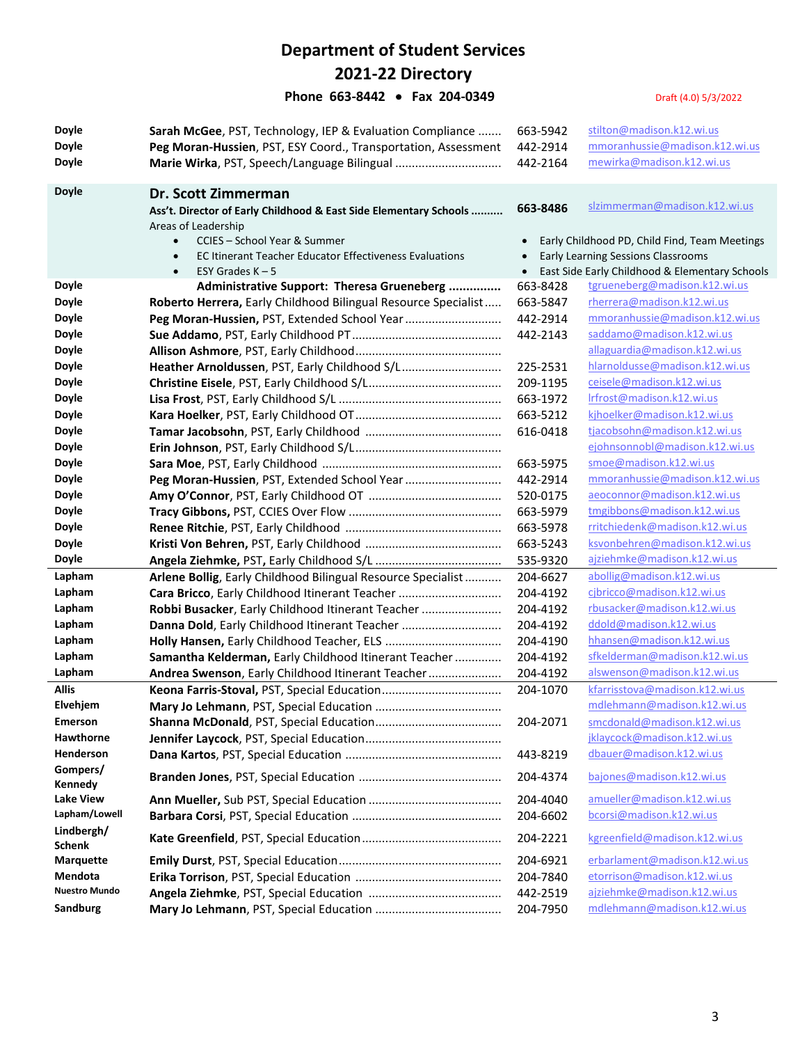# Department of Student Services
# 2021-22 Directory

**Phone 663-8442 • Fax 204-0349**

Draft (4.0) 5/3/2022

| Location | Name / Title | Phone | Email |
|---|---|---|---|
| **Doyle** | **Sarah McGee**, PST, Technology, IEP & Evaluation Compliance | 663-5942 | stilton@madison.k12.wi.us |
| **Doyle** | **Peg Moran-Hussien**, PST, ESY Coord., Transportation, Assessment | 442-2914 | mmoranhussie@madison.k12.wi.us |
| **Doyle** | **Marie Wirka**, PST, Speech/Language Bilingual | 442-2164 | mewirka@madison.k12.wi.us |

**Doyle**

## Dr. Scott Zimmerman

**Ass't. Director of Early Childhood & East Side Elementary Schools** — **663-8486** — slzimmerman@madison.k12.wi.us

Areas of Leadership

- CCIES – School Year & Summer
- EC Itinerant Teacher Educator Effectiveness Evaluations
- ESY Grades K – 5
- Early Childhood PD, Child Find, Team Meetings
- Early Learning Sessions Classrooms
- East Side Early Childhood & Elementary Schools

| Location | Name / Title | Phone | Email |
|---|---|---|---|
| **Doyle** | **Administrative Support: Theresa Grueneberg** | 663-8428 | tgrueneberg@madison.k12.wi.us |
| **Doyle** | **Roberto Herrera,** Early Childhood Bilingual Resource Specialist | 663-5847 | rherrera@madison.k12.wi.us |
| **Doyle** | **Peg Moran-Hussien,** PST, Extended School Year | 442-2914 | mmoranhussie@madison.k12.wi.us |
| **Doyle** | **Sue Addamo**, PST, Early Childhood PT | 442-2143 | saddamo@madison.k12.wi.us |
| **Doyle** | **Allison Ashmore**, PST, Early Childhood | | allaguardia@madison.k12.wi.us |
| **Doyle** | **Heather Arnoldussen**, PST, Early Childhood S/L | 225-2531 | hlarnoldusse@madison.k12.wi.us |
| **Doyle** | **Christine Eisele**, PST, Early Childhood S/L | 209-1195 | ceisele@madison.k12.wi.us |
| **Doyle** | **Lisa Frost**, PST, Early Childhood S/L | 663-1972 | lrfrost@madison.k12.wi.us |
| **Doyle** | **Kara Hoelker**, PST, Early Childhood OT | 663-5212 | kjhoelker@madison.k12.wi.us |
| **Doyle** | **Tamar Jacobsohn**, PST, Early Childhood | 616-0418 | tjacobsohn@madison.k12.wi.us |
| **Doyle** | **Erin Johnson**, PST, Early Childhood S/L | | ejohnsonnobl@madison.k12.wi.us |
| **Doyle** | **Sara Moe**, PST, Early Childhood | 663-5975 | smoe@madison.k12.wi.us |
| **Doyle** | **Peg Moran-Hussien**, PST, Extended School Year | 442-2914 | mmoranhussie@madison.k12.wi.us |
| **Doyle** | **Amy O'Connor**, PST, Early Childhood OT | 520-0175 | aeoconnor@madison.k12.wi.us |
| **Doyle** | **Tracy Gibbons,** PST, CCIES Over Flow | 663-5979 | tmgibbons@madison.k12.wi.us |
| **Doyle** | **Renee Ritchie**, PST, Early Childhood | 663-5978 | rritchiedenk@madison.k12.wi.us |
| **Doyle** | **Kristi Von Behren,** PST, Early Childhood | 663-5243 | ksvonbehren@madison.k12.wi.us |
| **Doyle** | **Angela Ziehmke,** PST, Early Childhood S/L | 535-9320 | ajziehmke@madison.k12.wi.us |
| **Lapham** | **Arlene Bollig**, Early Childhood Bilingual Resource Specialist | 204-6627 | abollig@madison.k12.wi.us |
| **Lapham** | **Cara Bricco**, Early Childhood Itinerant Teacher | 204-4192 | cjbricco@madison.k12.wi.us |
| **Lapham** | **Robbi Busacker**, Early Childhood Itinerant Teacher | 204-4192 | rbusacker@madison.k12.wi.us |
| **Lapham** | **Danna Dold**, Early Childhood Itinerant Teacher | 204-4192 | ddold@madison.k12.wi.us |
| **Lapham** | **Holly Hansen,** Early Childhood Teacher, ELS | 204-4190 | hhansen@madison.k12.wi.us |
| **Lapham** | **Samantha Kelderman,** Early Childhood Itinerant Teacher | 204-4192 | sfkelderman@madison.k12.wi.us |
| **Lapham** | **Andrea Swenson**, Early Childhood Itinerant Teacher | 204-4192 | alswenson@madison.k12.wi.us |
| **Allis** | **Keona Farris-Stoval,** PST, Special Education | 204-1070 | kfarrisstova@madison.k12.wi.us |
| **Elvehjem** | **Mary Jo Lehmann**, PST, Special Education | | mdlehmann@madison.k12.wi.us |
| **Emerson** | **Shanna McDonald**, PST, Special Education | 204-2071 | smcdonald@madison.k12.wi.us |
| **Hawthorne** | **Jennifer Laycock**, PST, Special Education | | jklaycock@madison.k12.wi.us |
| **Henderson** | **Dana Kartos**, PST, Special Education | 443-8219 | dbauer@madison.k12.wi.us |
| **Gompers/ Kennedy** | **Branden Jones**, PST, Special Education | 204-4374 | bajones@madison.k12.wi.us |
| **Lake View** | **Ann Mueller,** Sub PST, Special Education | 204-4040 | amueller@madison.k12.wi.us |
| **Lapham/Lowell** | **Barbara Corsi**, PST, Special Education | 204-6602 | bcorsi@madison.k12.wi.us |
| **Lindbergh/ Schenk** | **Kate Greenfield**, PST, Special Education | 204-2221 | kgreenfield@madison.k12.wi.us |
| **Marquette** | **Emily Durst**, PST, Special Education | 204-6921 | erbarlament@madison.k12.wi.us |
| **Mendota** | **Erika Torrison**, PST, Special Education | 204-7840 | etorrison@madison.k12.wi.us |
| **Nuestro Mundo** | **Angela Ziehmke**, PST, Special Education | 442-2519 | ajziehmke@madison.k12.wi.us |
| **Sandburg** | **Mary Jo Lehmann**, PST, Special Education | 204-7950 | mdlehmann@madison.k12.wi.us |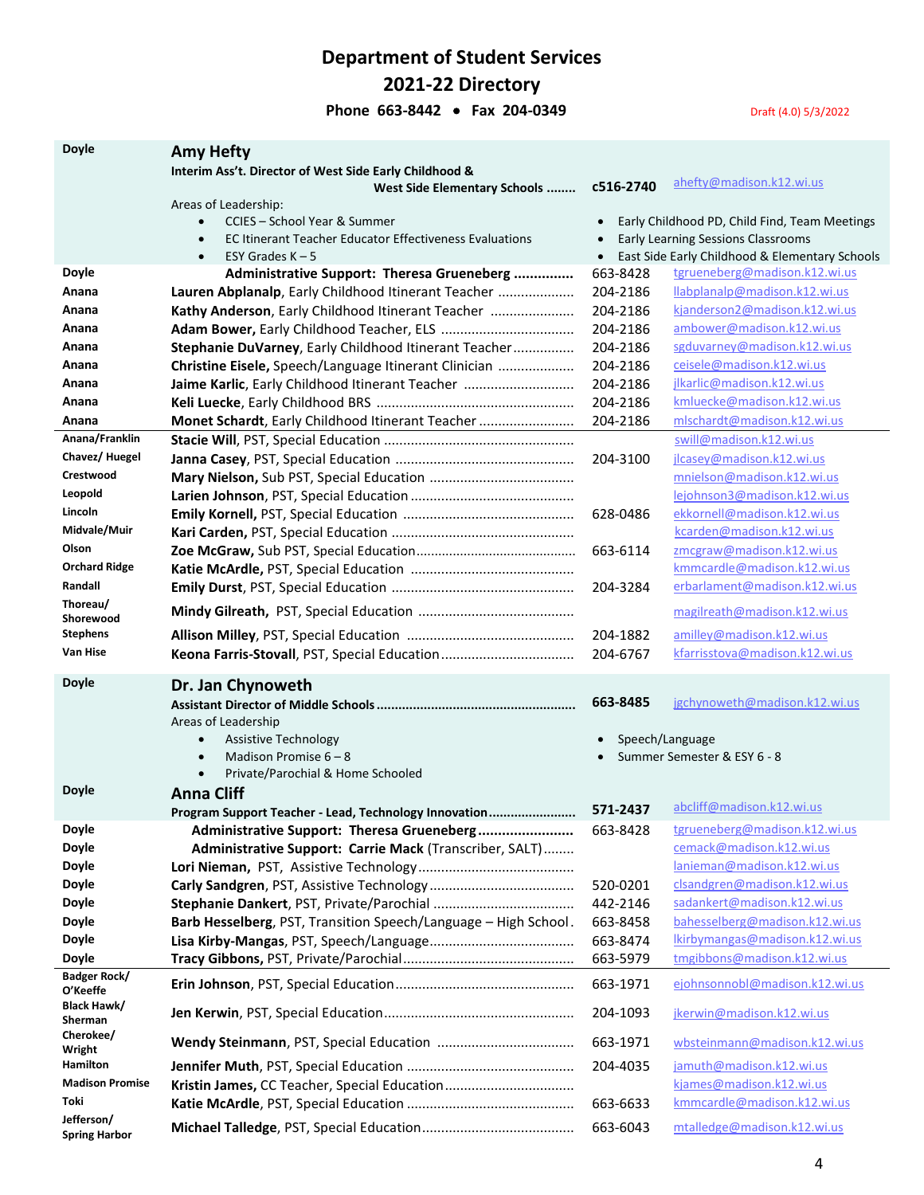# Department of Student Services
# 2021-22 Directory

**Phone 663-8442 • Fax 204-0349**

Draft (4.0) 5/3/2022

| Location | Name / Title | Phone | Email |
|---|---|---|---|
| Doyle | **Amy Hefty**<br>**Interim Ass't. Director of West Side Early Childhood & West Side Elementary Schools** | **c516-2740** | ahefty@madison.k12.wi.us |

Areas of Leadership:

- CCIES – School Year & Summer
- EC Itinerant Teacher Educator Effectiveness Evaluations
- ESY Grades K – 5
- Early Childhood PD, Child Find, Team Meetings
- Early Learning Sessions Classrooms
- East Side Early Childhood & Elementary Schools

| Location | Name / Title | Phone | Email |
|---|---|---|---|
| Doyle | **Administrative Support: Theresa Grueneberg** | 663-8428 | tgrueneberg@madison.k12.wi.us |
| Anana | **Lauren Abplanalp**, Early Childhood Itinerant Teacher | 204-2186 | llabplanalp@madison.k12.wi.us |
| Anana | **Kathy Anderson**, Early Childhood Itinerant Teacher | 204-2186 | kjanderson2@madison.k12.wi.us |
| Anana | **Adam Bower,** Early Childhood Teacher, ELS | 204-2186 | ambower@madison.k12.wi.us |
| Anana | **Stephanie DuVarney**, Early Childhood Itinerant Teacher | 204-2186 | sgduvarney@madison.k12.wi.us |
| Anana | **Christine Eisele,** Speech/Language Itinerant Clinician | 204-2186 | ceisele@madison.k12.wi.us |
| Anana | **Jaime Karlic**, Early Childhood Itinerant Teacher | 204-2186 | jlkarlic@madison.k12.wi.us |
| Anana | **Keli Luecke**, Early Childhood BRS | 204-2186 | kmluecke@madison.k12.wi.us |
| Anana | **Monet Schardt**, Early Childhood Itinerant Teacher | 204-2186 | mlschardt@madison.k12.wi.us |
| Anana/Franklin | **Stacie Will**, PST, Special Education | | swill@madison.k12.wi.us |
| Chavez/ Huegel | **Janna Casey**, PST, Special Education | 204-3100 | jlcasey@madison.k12.wi.us |
| Crestwood | **Mary Nielson,** Sub PST, Special Education | | mnielson@madison.k12.wi.us |
| Leopold | **Larien Johnson**, PST, Special Education | | lejohnson3@madison.k12.wi.us |
| Lincoln | **Emily Kornell,** PST, Special Education | 628-0486 | ekkornell@madison.k12.wi.us |
| Midvale/Muir | **Kari Carden,** PST, Special Education | | kcarden@madison.k12.wi.us |
| Olson | **Zoe McGraw,** Sub PST, Special Education | 663-6114 | zmcgraw@madison.k12.wi.us |
| Orchard Ridge | **Katie McArdle,** PST, Special Education | | kmmcardle@madison.k12.wi.us |
| Randall | **Emily Durst**, PST, Special Education | 204-3284 | erbarlament@madison.k12.wi.us |
| Thoreau/ Shorewood | **Mindy Gilreath,** PST, Special Education | | magilreath@madison.k12.wi.us |
| Stephens | **Allison Milley**, PST, Special Education | 204-1882 | amilley@madison.k12.wi.us |
| Van Hise | **Keona Farris-Stovall**, PST, Special Education | 204-6767 | kfarrisstova@madison.k12.wi.us |

| Location | Name / Title | Phone | Email |
|---|---|---|---|
| Doyle | **Dr. Jan Chynoweth**<br>**Assistant Director of Middle Schools** | **663-8485** | jgchynoweth@madison.k12.wi.us |

Areas of Leadership

- Assistive Technology
- Madison Promise 6 – 8
- Private/Parochial & Home Schooled
- Speech/Language
- Summer Semester & ESY 6 - 8

| Location | Name / Title | Phone | Email |
|---|---|---|---|
| Doyle | **Anna Cliff**<br>**Program Support Teacher - Lead, Technology Innovation** | **571-2437** | abcliff@madison.k12.wi.us |
| Doyle | **Administrative Support: Theresa Grueneberg** | 663-8428 | tgrueneberg@madison.k12.wi.us |
| Doyle | **Administrative Support: Carrie Mack** (Transcriber, SALT) | | cemack@madison.k12.wi.us |
| Doyle | **Lori Nieman,** PST, Assistive Technology | | lanieman@madison.k12.wi.us |
| Doyle | **Carly Sandgren**, PST, Assistive Technology | 520-0201 | clsandgren@madison.k12.wi.us |
| Doyle | **Stephanie Dankert**, PST, Private/Parochial | 442-2146 | sadankert@madison.k12.wi.us |
| Doyle | **Barb Hesselberg**, PST, Transition Speech/Language – High School | 663-8458 | bahesselberg@madison.k12.wi.us |
| Doyle | **Lisa Kirby-Mangas**, PST, Speech/Language | 663-8474 | lkirbymangas@madison.k12.wi.us |
| Doyle | **Tracy Gibbons**, PST, Private/Parochial | 663-5979 | tmgibbons@madison.k12.wi.us |
| Badger Rock/ O'Keeffe | **Erin Johnson**, PST, Special Education | 663-1971 | ejohnsonnobl@madison.k12.wi.us |
| Black Hawk/ Sherman | **Jen Kerwin**, PST, Special Education | 204-1093 | jkerwin@madison.k12.wi.us |
| Cherokee/ Wright | **Wendy Steinmann**, PST, Special Education | 663-1971 | wbsteinmann@madison.k12.wi.us |
| Hamilton | **Jennifer Muth**, PST, Special Education | 204-4035 | jamuth@madison.k12.wi.us |
| Madison Promise | **Kristin James,** CC Teacher, Special Education | | kjames@madison.k12.wi.us |
| Toki | **Katie McArdle**, PST, Special Education | 663-6633 | kmmcardle@madison.k12.wi.us |
| Jefferson/ Spring Harbor | **Michael Talledge**, PST, Special Education | 663-6043 | mtalledge@madison.k12.wi.us |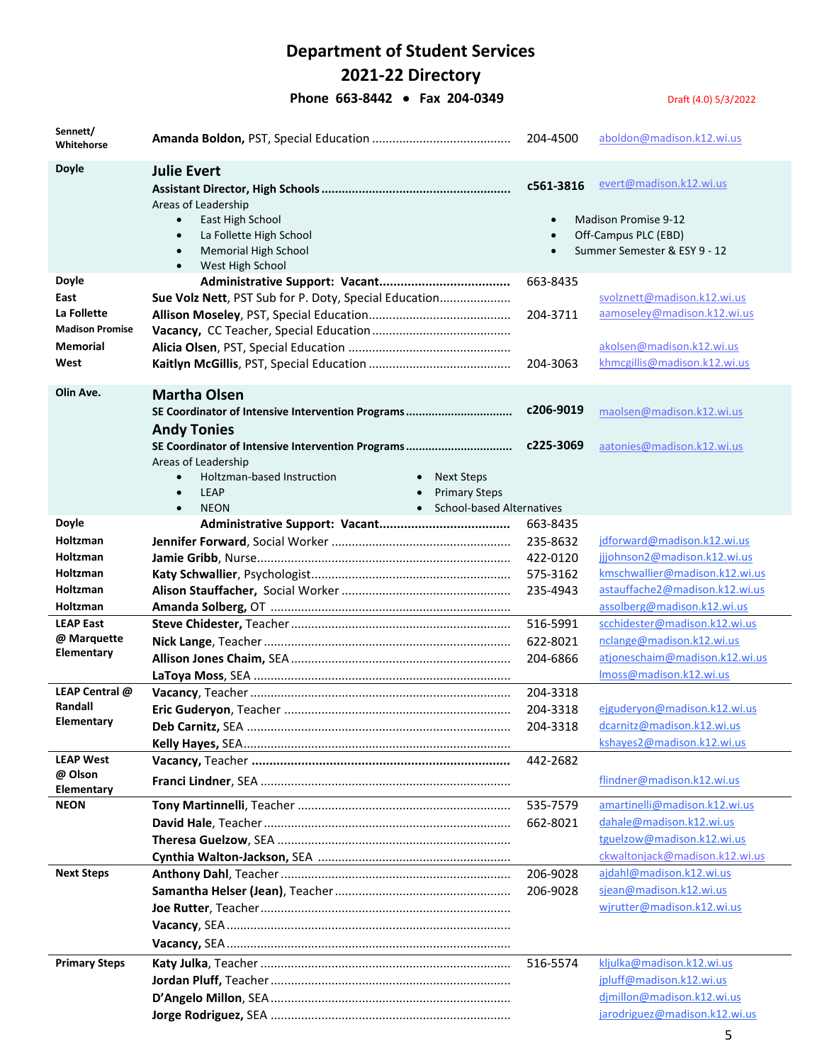# Department of Student Services
## 2021-22 Directory
**Phone 663-8442 • Fax 204-0349**

Draft (4.0) 5/3/2022

| Location | Name / Position | Phone | Email |
|---|---|---|---|
| Sennett/ Whitehorse | **Amanda Boldon**, PST, Special Education | 204-4500 | aboldon@madison.k12.wi.us |
| Doyle | **Julie Evert**<br>**Assistant Director, High Schools** | **c561-3816** | evert@madison.k12.wi.us |

Areas of Leadership
- East High School
- La Follette High School
- Memorial High School
- West High School
- Madison Promise 9-12
- Off-Campus PLC (EBD)
- Summer Semester & ESY 9 - 12

| Location | Name / Position | Phone | Email |
|---|---|---|---|
| Doyle | **Administrative Support: Vacant** | 663-8435 | |
| East | **Sue Volz Nett**, PST Sub for P. Doty, Special Education | | svolznett@madison.k12.wi.us |
| La Follette | **Allison Moseley**, PST, Special Education | 204-3711 | aamoseley@madison.k12.wi.us |
| Madison Promise | **Vacancy**, CC Teacher, Special Education | | |
| Memorial | **Alicia Olsen**, PST, Special Education | | akolsen@madison.k12.wi.us |
| West | **Kaitlyn McGillis**, PST, Special Education | 204-3063 | khmcgillis@madison.k12.wi.us |
| Olin Ave. | **Martha Olsen**<br>**SE Coordinator of Intensive Intervention Programs** | **c206-9019** | maolsen@madison.k12.wi.us |
| | **Andy Tonies**<br>**SE Coordinator of Intensive Intervention Programs** | **c225-3069** | aatonies@madison.k12.wi.us |

Areas of Leadership
- Holtzman-based Instruction
- LEAP
- NEON
- Next Steps
- Primary Steps
- School-based Alternatives

| Location | Name / Position | Phone | Email |
|---|---|---|---|
| Doyle | **Administrative Support: Vacant** | 663-8435 | |
| Holtzman | **Jennifer Forward**, Social Worker | 235-8632 | jdforward@madison.k12.wi.us |
| Holtzman | **Jamie Gribb**, Nurse | 422-0120 | jjjohnson2@madison.k12.wi.us |
| Holtzman | **Katy Schwallier**, Psychologist | 575-3162 | kmschwallier@madison.k12.wi.us |
| Holtzman | **Alison Stauffacher**, Social Worker | 235-4943 | astauffache2@madison.k12.wi.us |
| Holtzman | **Amanda Solberg**, OT | | assolberg@madison.k12.wi.us |
| LEAP East @ Marquette Elementary | **Steve Chidester**, Teacher | 516-5991 | scchidester@madison.k12.wi.us |
| | **Nick Lange**, Teacher | 622-8021 | nclange@madison.k12.wi.us |
| | **Allison Jones Chaim**, SEA | 204-6866 | atjoneschaim@madison.k12.wi.us |
| | **LaToya Moss**, SEA | | lmoss@madison.k12.wi.us |
| LEAP Central @ Randall Elementary | **Vacancy**, Teacher | 204-3318 | |
| | **Eric Guderyon**, Teacher | 204-3318 | ejguderyon@madison.k12.wi.us |
| | **Deb Carnitz**, SEA | 204-3318 | dcarnitz@madison.k12.wi.us |
| | **Kelly Hayes**, SEA | | kshayes2@madison.k12.wi.us |
| LEAP West @ Olson Elementary | **Vacancy**, Teacher | 442-2682 | |
| | **Franci Lindner**, SEA | | flindner@madison.k12.wi.us |
| NEON | **Tony Martinnelli**, Teacher | 535-7579 | amartinelli@madison.k12.wi.us |
| | **David Hale**, Teacher | 662-8021 | dahale@madison.k12.wi.us |
| | **Theresa Guelzow**, SEA | | tguelzow@madison.k12.wi.us |
| | **Cynthia Walton-Jackson**, SEA | | ckwaltonjack@madison.k12.wi.us |
| Next Steps | **Anthony Dahl**, Teacher | 206-9028 | ajdahl@madison.k12.wi.us |
| | **Samantha Helser (Jean)**, Teacher | 206-9028 | sjean@madison.k12.wi.us |
| | **Joe Rutter**, Teacher | | wjrutter@madison.k12.wi.us |
| | **Vacancy**, SEA | | |
| | **Vacancy**, SEA | | |
| Primary Steps | **Katy Julka**, Teacher | 516-5574 | kljulka@madison.k12.wi.us |
| | **Jordan Pluff**, Teacher | | jpluff@madison.k12.wi.us |
| | **D'Angelo Millon**, SEA | | djmillon@madison.k12.wi.us |
| | **Jorge Rodriguez**, SEA | | jarodriguez@madison.k12.wi.us |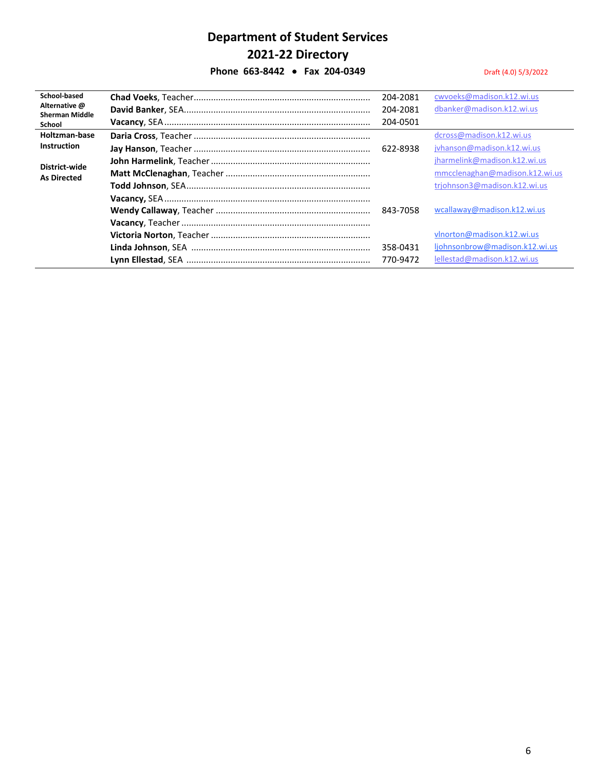# Department of Student Services
## 2021-22 Directory
**Phone 663-8442 • Fax 204-0349**

Draft (4.0) 5/3/2022

| | | | |
|---|---|---|---|
| **School-based Alternative @ Sherman Middle School** | **Chad Voeks**, Teacher | 204-2081 | cwvoeks@madison.k12.wi.us |
| | **David Banker**, SEA | 204-2081 | dbanker@madison.k12.wi.us |
| | **Vacancy**, SEA | 204-0501 | |
| **Holtzman-base Instruction** | **Daria Cross**, Teacher | | dcross@madison.k12.wi.us |
| | **Jay Hanson**, Teacher | 622-8938 | jvhanson@madison.k12.wi.us |
| **District-wide As Directed** | **John Harmelink**, Teacher | | jharmelink@madison.k12.wi.us |
| | **Matt McClenaghan**, Teacher | | mmcclenaghan@madison.k12.wi.us |
| | **Todd Johnson**, SEA | | trjohnson3@madison.k12.wi.us |
| | **Vacancy,** SEA | | |
| | **Wendy Callaway**, Teacher | 843-7058 | wcallaway@madison.k12.wi.us |
| | **Vacancy**, Teacher | | |
| | **Victoria Norton**, Teacher | | vlnorton@madison.k12.wi.us |
| | **Linda Johnson**, SEA | 358-0431 | ljohnsonbrow@madison.k12.wi.us |
| | **Lynn Ellestad**, SEA | 770-9472 | lellestad@madison.k12.wi.us |